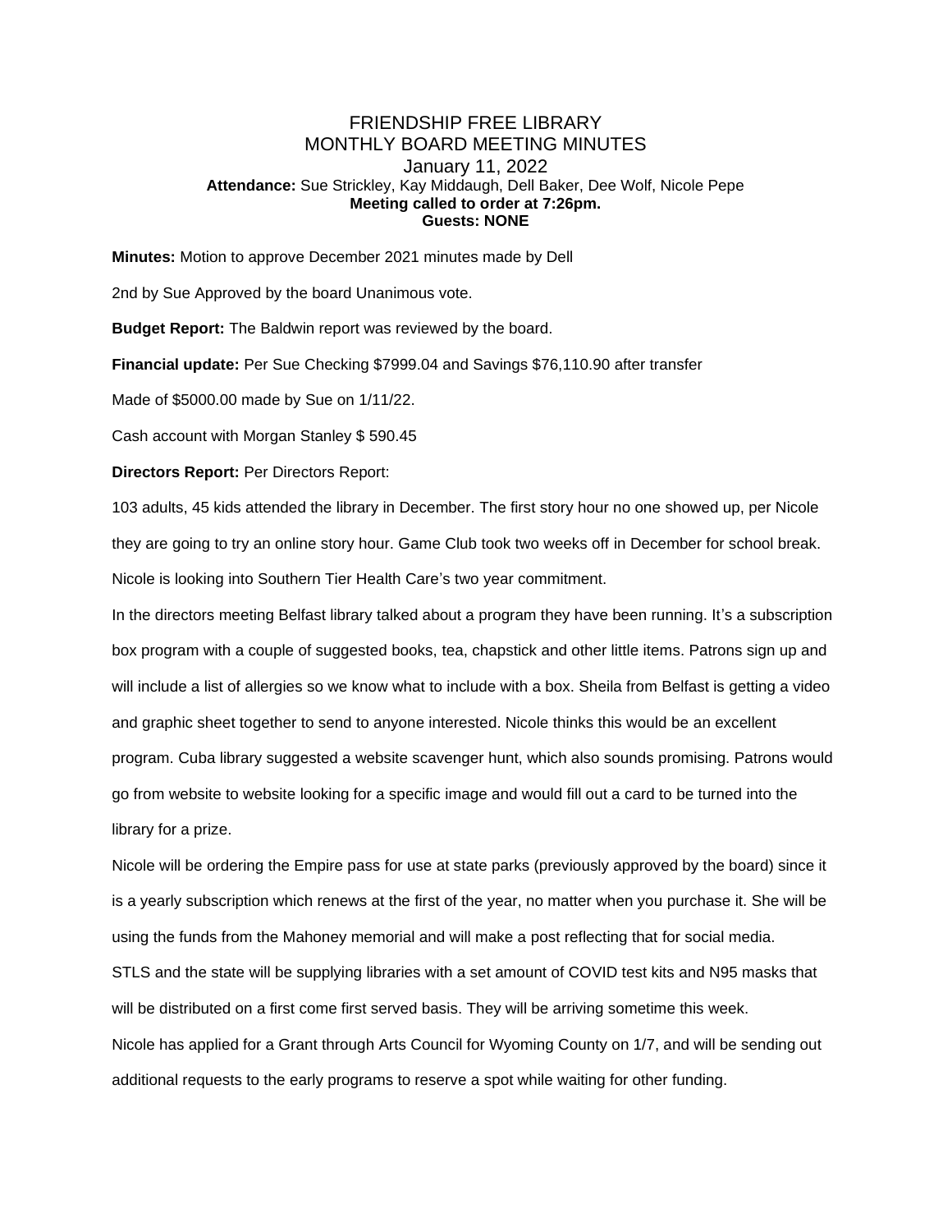# FRIENDSHIP FREE LIBRARY
## MONTHLY BOARD MEETING MINUTES
### January 11, 2022

**Attendance:** Sue Strickley, Kay Middaugh, Dell Baker, Dee Wolf, Nicole Pepe
**Meeting called to order at 7:26pm.**
**Guests: NONE**

**Minutes:** Motion to approve December 2021 minutes made by Dell

2nd by Sue Approved by the board Unanimous vote.

**Budget Report:** The Baldwin report was reviewed by the board.

**Financial update:** Per Sue Checking $7999.04 and Savings $76,110.90 after transfer

Made of $5000.00 made by Sue on 1/11/22.

Cash account with Morgan Stanley $ 590.45

**Directors Report:** Per Directors Report:

103 adults, 45 kids attended the library in December. The first story hour no one showed up, per Nicole they are going to try an online story hour. Game Club took two weeks off in December for school break. Nicole is looking into Southern Tier Health Care's two year commitment.

In the directors meeting Belfast library talked about a program they have been running. It's a subscription box program with a couple of suggested books, tea, chapstick and other little items. Patrons sign up and will include a list of allergies so we know what to include with a box. Sheila from Belfast is getting a video and graphic sheet together to send to anyone interested. Nicole thinks this would be an excellent program. Cuba library suggested a website scavenger hunt, which also sounds promising. Patrons would go from website to website looking for a specific image and would fill out a card to be turned into the library for a prize.

Nicole will be ordering the Empire pass for use at state parks (previously approved by the board) since it is a yearly subscription which renews at the first of the year, no matter when you purchase it. She will be using the funds from the Mahoney memorial and will make a post reflecting that for social media.

STLS and the state will be supplying libraries with a set amount of COVID test kits and N95 masks that will be distributed on a first come first served basis. They will be arriving sometime this week.

Nicole has applied for a Grant through Arts Council for Wyoming County on 1/7, and will be sending out additional requests to the early programs to reserve a spot while waiting for other funding.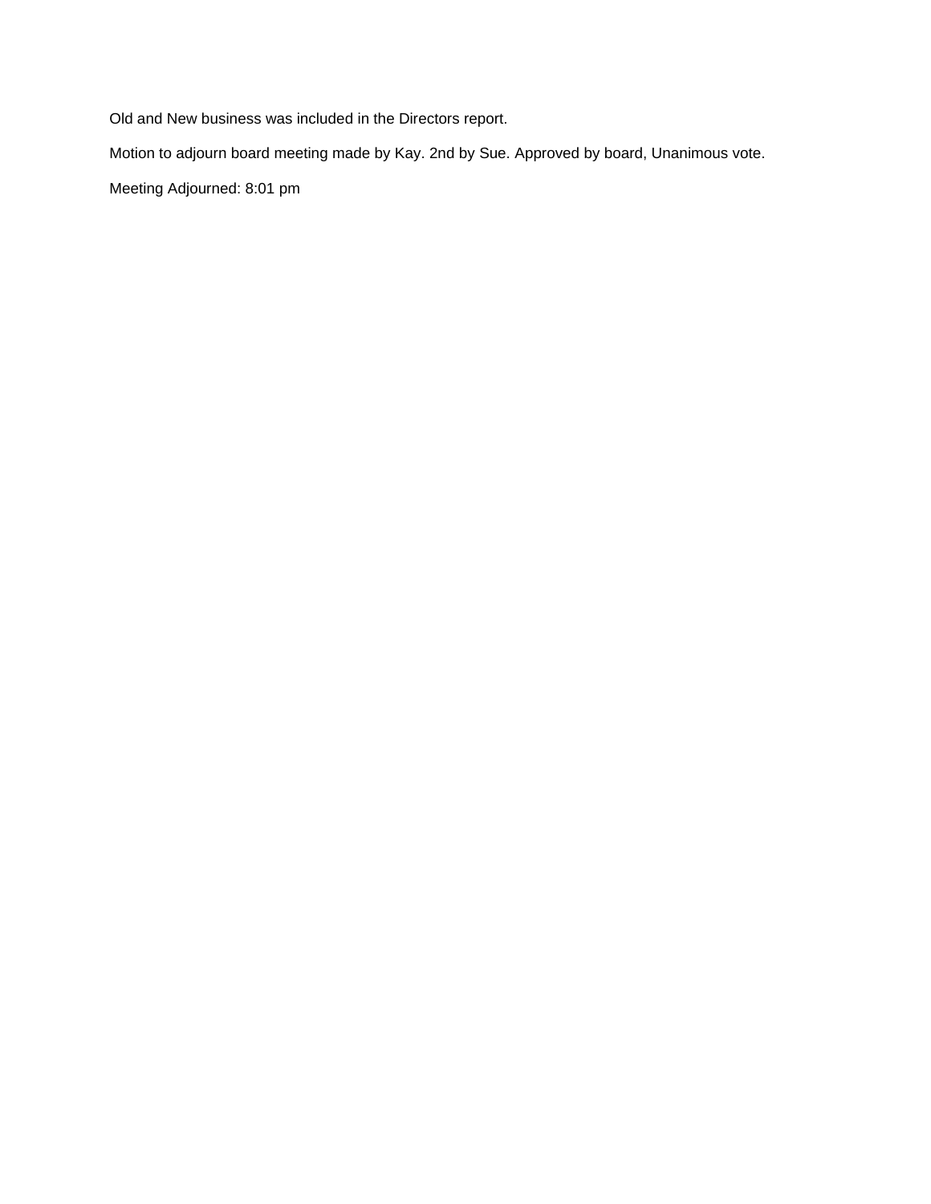Old and New business was included in the Directors report.

Motion to adjourn board meeting made by Kay. 2nd by Sue. Approved by board, Unanimous vote.

Meeting Adjourned: 8:01 pm